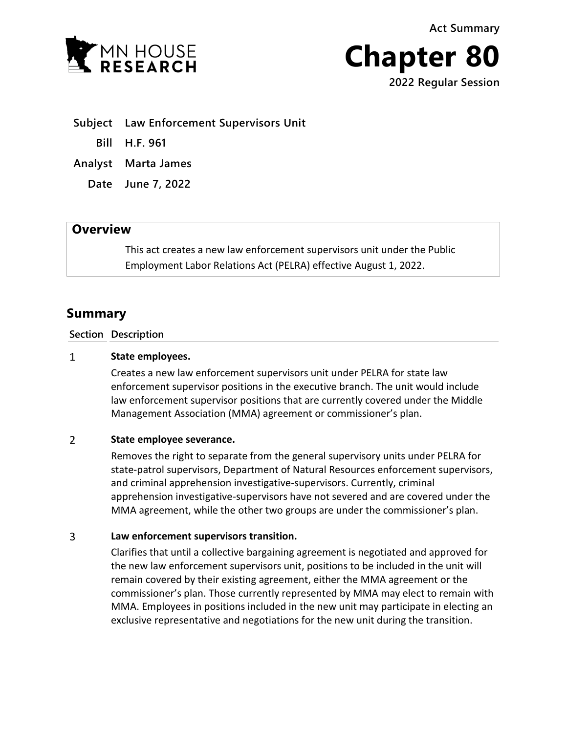Act Summary

# Chapter 80

2022 Regular Session

MN HOUSE RESEARCH

**Subject** Law Enforcement Supervisors Unit

**Bill** H.F. 961

**Analyst** Marta James

**Date** June 7, 2022

## Overview

This act creates a new law enforcement supervisors unit under the Public Employment Labor Relations Act (PELRA) effective August 1, 2022.

## Summary

| Section | Description |
|---|---|
| 1 | **State employees.**<br>Creates a new law enforcement supervisors unit under PELRA for state law enforcement supervisor positions in the executive branch. The unit would include law enforcement supervisor positions that are currently covered under the Middle Management Association (MMA) agreement or commissioner's plan. |
| 2 | **State employee severance.**<br>Removes the right to separate from the general supervisory units under PELRA for state-patrol supervisors, Department of Natural Resources enforcement supervisors, and criminal apprehension investigative-supervisors. Currently, criminal apprehension investigative-supervisors have not severed and are covered under the MMA agreement, while the other two groups are under the commissioner's plan. |
| 3 | **Law enforcement supervisors transition.**<br>Clarifies that until a collective bargaining agreement is negotiated and approved for the new law enforcement supervisors unit, positions to be included in the unit will remain covered by their existing agreement, either the MMA agreement or the commissioner's plan. Those currently represented by MMA may elect to remain with MMA. Employees in positions included in the new unit may participate in electing an exclusive representative and negotiations for the new unit during the transition. |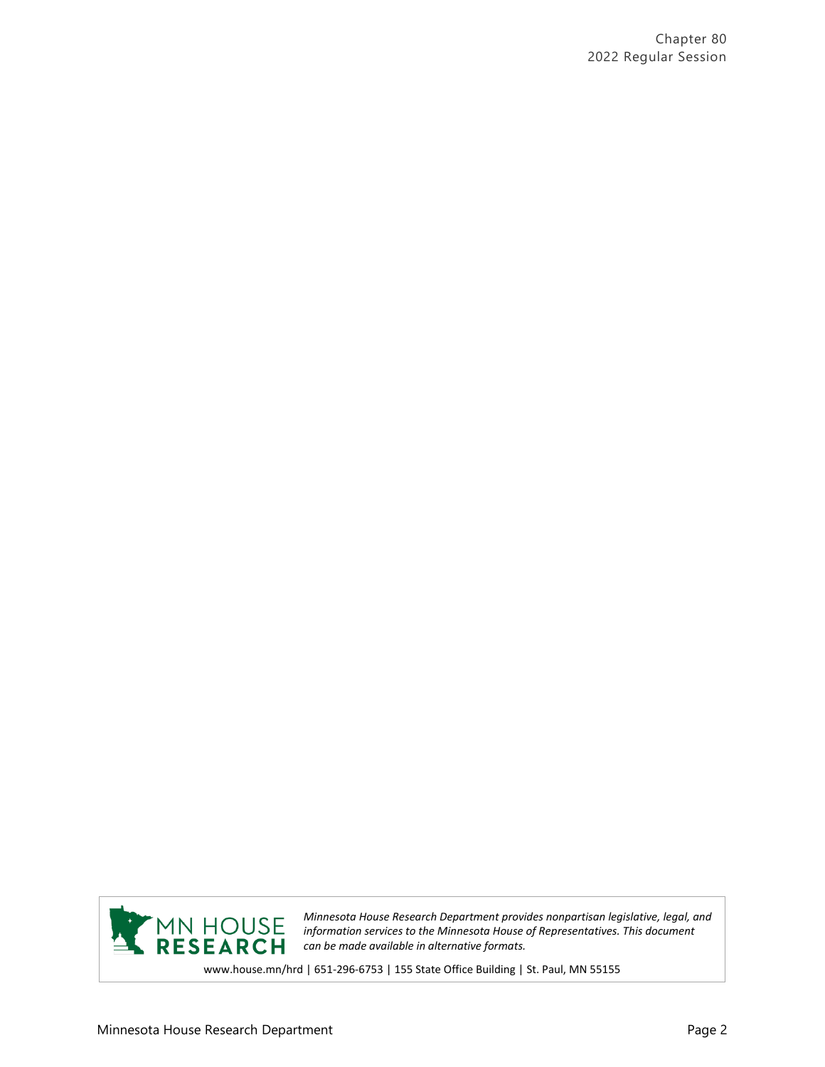MN HOUSE RESEARCH

*Minnesota House Research Department provides nonpartisan legislative, legal, and information services to the Minnesota House of Representatives. This document can be made available in alternative formats.*

www.house.mn/hrd | 651-296-6753 | 155 State Office Building | St. Paul, MN 55155